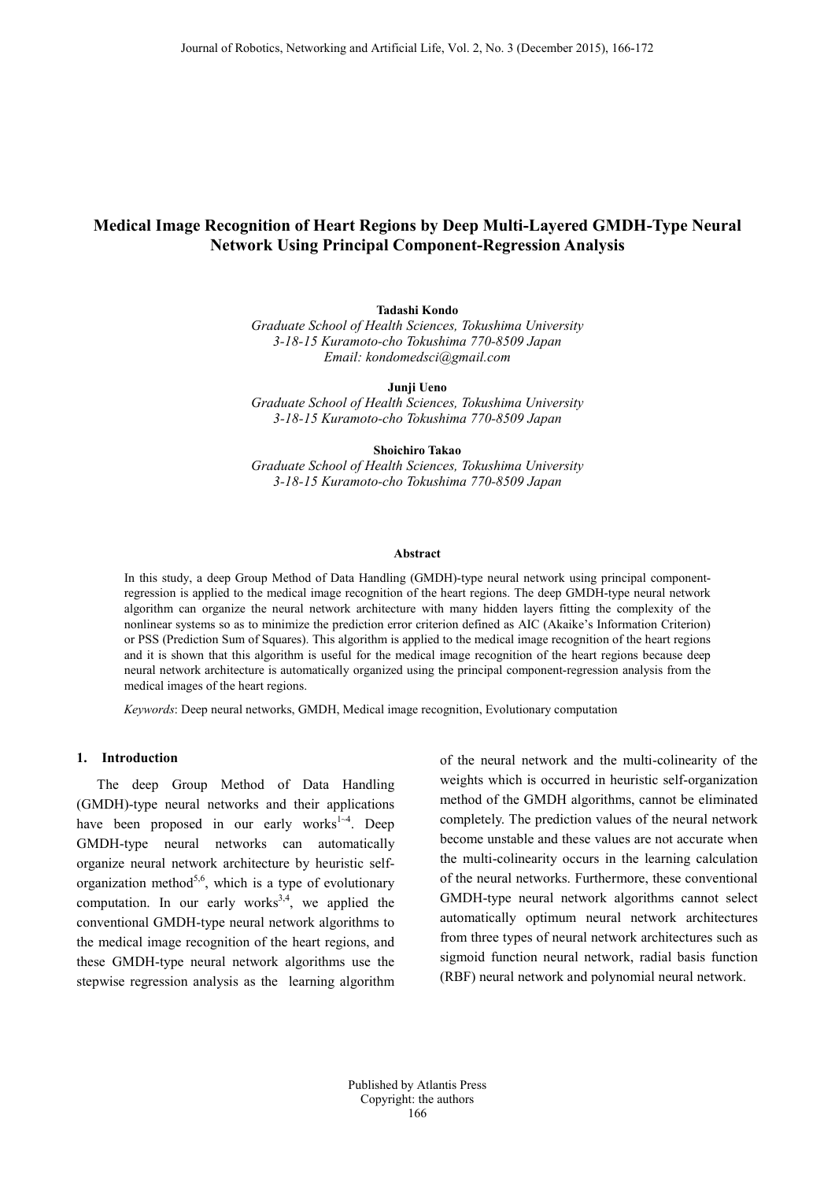# Medical Image Recognition of Heart Regions by Deep Multi-Layered GMDH-Type Neural Network Using Principal Component-Regression Analysis

**Tadashi Kondo**
*Graduate School of Health Sciences, Tokushima University*
*3-18-15 Kuramoto-cho Tokushima 770-8509 Japan*
*Email: kondomedsci@gmail.com*

**Junji Ueno**
*Graduate School of Health Sciences, Tokushima University*
*3-18-15 Kuramoto-cho Tokushima 770-8509 Japan*

**Shoichiro Takao**
*Graduate School of Health Sciences, Tokushima University*
*3-18-15 Kuramoto-cho Tokushima 770-8509 Japan*

### Abstract

In this study, a deep Group Method of Data Handling (GMDH)-type neural network using principal component-regression is applied to the medical image recognition of the heart regions. The deep GMDH-type neural network algorithm can organize the neural network architecture with many hidden layers fitting the complexity of the nonlinear systems so as to minimize the prediction error criterion defined as AIC (Akaike's Information Criterion) or PSS (Prediction Sum of Squares). This algorithm is applied to the medical image recognition of the heart regions and it is shown that this algorithm is useful for the medical image recognition of the heart regions because deep neural network architecture is automatically organized using the principal component-regression analysis from the medical images of the heart regions.

*Keywords*: Deep neural networks, GMDH, Medical image recognition, Evolutionary computation

## 1. Introduction

The deep Group Method of Data Handling (GMDH)-type neural networks and their applications have been proposed in our early works[1~4]. Deep GMDH-type neural networks can automatically organize neural network architecture by heuristic self-organization method[5,6], which is a type of evolutionary computation. In our early works[3,4], we applied the conventional GMDH-type neural network algorithms to the medical image recognition of the heart regions, and these GMDH-type neural network algorithms use the stepwise regression analysis as the learning algorithm of the neural network and the multi-colinearity of the weights which is occurred in heuristic self-organization method of the GMDH algorithms, cannot be eliminated completely. The prediction values of the neural network become unstable and these values are not accurate when the multi-colinearity occurs in the learning calculation of the neural networks. Furthermore, these conventional GMDH-type neural network algorithms cannot select automatically optimum neural network architectures from three types of neural network architectures such as sigmoid function neural network, radial basis function (RBF) neural network and polynomial neural network.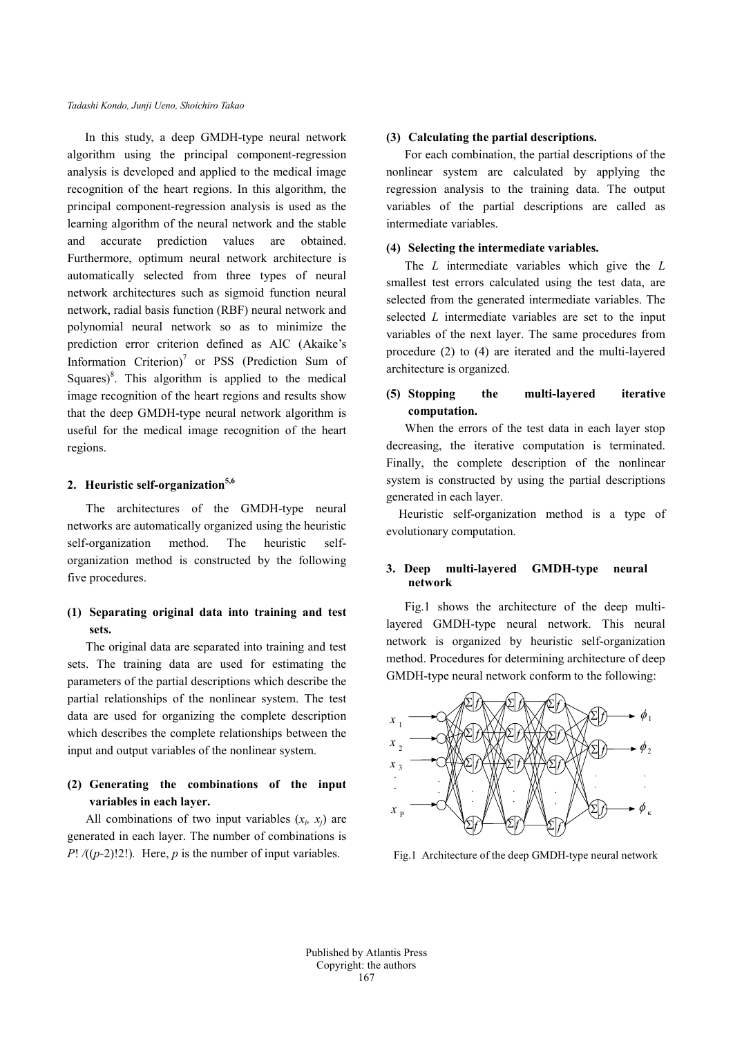In this study, a deep GMDH-type neural network algorithm using the principal component-regression analysis is developed and applied to the medical image recognition of the heart regions. In this algorithm, the principal component-regression analysis is used as the learning algorithm of the neural network and the stable and accurate prediction values are obtained. Furthermore, optimum neural network architecture is automatically selected from three types of neural network architectures such as sigmoid function neural network, radial basis function (RBF) neural network and polynomial neural network so as to minimize the prediction error criterion defined as AIC (Akaike's Information Criterion)[7] or PSS (Prediction Sum of Squares)[8]. This algorithm is applied to the medical image recognition of the heart regions and results show that the deep GMDH-type neural network algorithm is useful for the medical image recognition of the heart regions.

## 2. Heuristic self-organization[5,6]

The architectures of the GMDH-type neural networks are automatically organized using the heuristic self-organization method. The heuristic self-organization method is constructed by the following five procedures.

### (1) Separating original data into training and test sets.

The original data are separated into training and test sets. The training data are used for estimating the parameters of the partial descriptions which describe the partial relationships of the nonlinear system. The test data are used for organizing the complete description which describes the complete relationships between the input and output variables of the nonlinear system.

### (2) Generating the combinations of the input variables in each layer.

All combinations of two input variables ($x_i$, $x_j$) are generated in each layer. The number of combinations is $P!/((p-2)!2!)$. Here, $p$ is the number of input variables.

### (3) Calculating the partial descriptions.

For each combination, the partial descriptions of the nonlinear system are calculated by applying the regression analysis to the training data. The output variables of the partial descriptions are called as intermediate variables.

### (4) Selecting the intermediate variables.

The $L$ intermediate variables which give the $L$ smallest test errors calculated using the test data, are selected from the generated intermediate variables. The selected $L$ intermediate variables are set to the input variables of the next layer. The same procedures from procedure (2) to (4) are iterated and the multi-layered architecture is organized.

### (5) Stopping the multi-layered iterative computation.

When the errors of the test data in each layer stop decreasing, the iterative computation is terminated. Finally, the complete description of the nonlinear system is constructed by using the partial descriptions generated in each layer.

Heuristic self-organization method is a type of evolutionary computation.

## 3. Deep multi-layered GMDH-type neural network

Fig.1 shows the architecture of the deep multi-layered GMDH-type neural network. This neural network is organized by heuristic self-organization method. Procedures for determining architecture of deep GMDH-type neural network conform to the following:

Fig.1 Architecture of the deep GMDH-type neural network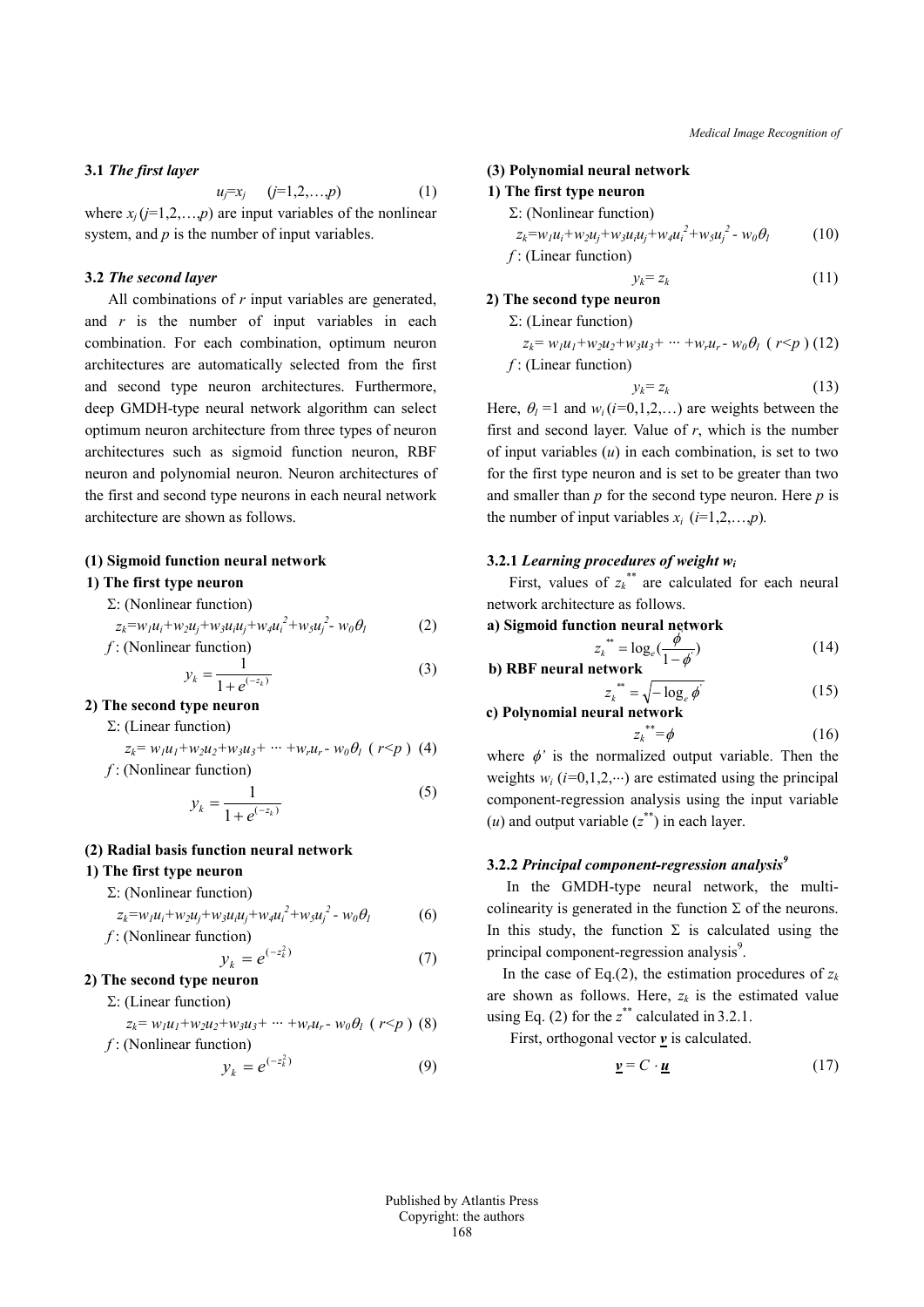### 3.1 *The first layer*

$$u_j = x_j \quad (j=1,2,\ldots,p) \tag{1}$$

where $x_j\,(j=1,2,\ldots,p)$ are input variables of the nonlinear system, and $p$ is the number of input variables.

### 3.2 *The second layer*

All combinations of $r$ input variables are generated, and $r$ is the number of input variables in each combination. For each combination, optimum neuron architectures are automatically selected from the first and second type neuron architectures. Furthermore, deep GMDH-type neural network algorithm can select optimum neuron architecture from three types of neuron architectures such as sigmoid function neuron, RBF neuron and polynomial neuron. Neuron architectures of the first and second type neurons in each neural network architecture are shown as follows.

**(1) Sigmoid function neural network**

**1) The first type neuron**

Σ: (Nonlinear function)

$$z_k = w_1u_i + w_2u_j + w_3u_iu_j + w_4u_i^2 + w_5u_j^2 - w_0\theta_1 \tag{2}$$

$f$ : (Nonlinear function)

$$y_k = \frac{1}{1+e^{(-z_k)}} \tag{3}$$

**2) The second type neuron**

Σ: (Linear function)

$$z_k = w_1u_1 + w_2u_2 + w_3u_3 + \cdots + w_ru_r - w_0\theta_1 \quad (r<p) \tag{4}$$

$f$ : (Nonlinear function)

$$y_k = \frac{1}{1+e^{(-z_k)}} \tag{5}$$

**(2) Radial basis function neural network**

**1) The first type neuron**

Σ: (Nonlinear function)

$$z_k = w_1u_i + w_2u_j + w_3u_iu_j + w_4u_i^2 + w_5u_j^2 - w_0\theta_1 \tag{6}$$

$f$ : (Nonlinear function)

$$y_k = e^{(-z_k^2)} \tag{7}$$

**2) The second type neuron**

Σ: (Linear function)

$$z_k = w_1u_1 + w_2u_2 + w_3u_3 + \cdots + w_ru_r - w_0\theta_1 \quad (r<p) \tag{8}$$

$f$ : (Nonlinear function)

$$y_k = e^{(-z_k^2)} \tag{9}$$

**(3) Polynomial neural network**

**1) The first type neuron**

Σ: (Nonlinear function)

$$z_k = w_1u_i + w_2u_j + w_3u_iu_j + w_4u_i^2 + w_5u_j^2 - w_0\theta_1 \tag{10}$$

$f$ : (Linear function)

$$y_k = z_k \tag{11}$$

**2) The second type neuron**

Σ: (Linear function)

$$z_k = w_1u_1 + w_2u_2 + w_3u_3 + \cdots + w_ru_r - w_0\theta_1 \quad (r<p) \tag{12}$$

$f$ : (Linear function)

$$y_k = z_k \tag{13}$$

Here, $\theta_1 = 1$ and $w_i\,(i=0,1,2,\ldots)$ are weights between the first and second layer. Value of $r$, which is the number of input variables ($u$) in each combination, is set to two for the first type neuron and is set to be greater than two and smaller than $p$ for the second type neuron. Here $p$ is the number of input variables $x_i\ (i=1,2,\ldots,p)$.

#### 3.2.1 *Learning procedures of weight $w_i$*

First, values of $z_k^{**}$ are calculated for each neural network architecture as follows.

**a) Sigmoid function neural network**

$$z_k^{**} = \log_e\left(\frac{\phi'}{1-\phi'}\right) \tag{14}$$

**b) RBF neural network**

$$z_k^{**} = \sqrt{-\log_e \phi'} \tag{15}$$

**c) Polynomial neural network**

$$z_k^{**} = \phi \tag{16}$$

where $\phi'$ is the normalized output variable. Then the weights $w_i\,(i=0,1,2,\cdots)$ are estimated using the principal component-regression analysis using the input variable ($u$) and output variable ($z^{**}$) in each layer.

#### 3.2.2 *Principal component-regression analysis*[9]

In the GMDH-type neural network, the multi-colinearity is generated in the function Σ of the neurons. In this study, the function Σ is calculated using the principal component-regression analysis[9].

In the case of Eq.(2), the estimation procedures of $z_k$ are shown as follows. Here, $z_k$ is the estimated value using Eq. (2) for the $z^{**}$ calculated in 3.2.1.

First, orthogonal vector $\underline{\boldsymbol{v}}$ is calculated.

$$\underline{\boldsymbol{v}} = C \cdot \underline{\boldsymbol{u}} \tag{17}$$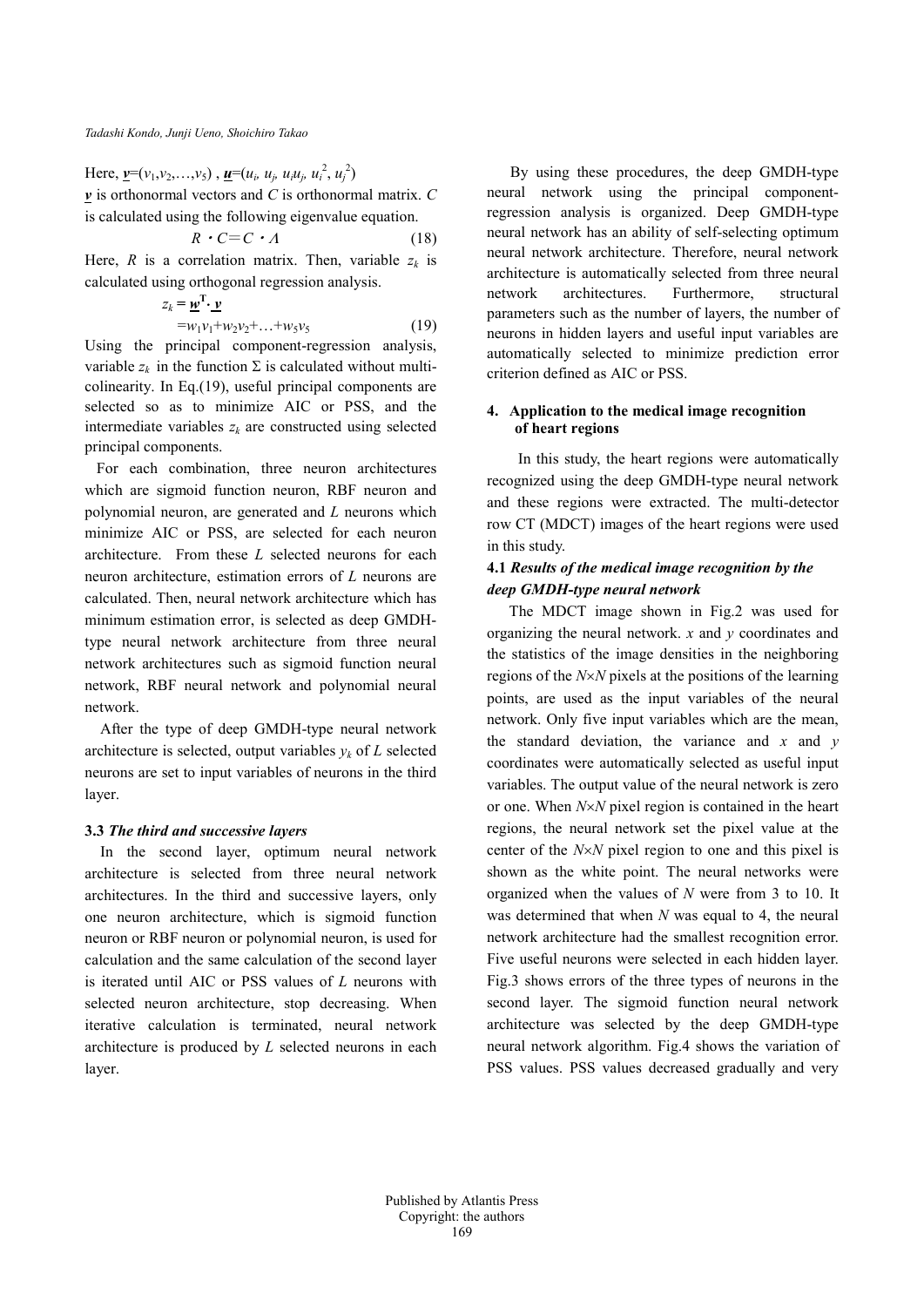Here, $\underline{\boldsymbol{v}}=(v_1,v_2,\ldots,v_5)$ , $\underline{\boldsymbol{u}}=(u_i, u_j, u_iu_j, u_i^2, u_j^2)$

$\underline{\boldsymbol{v}}$ is orthonormal vectors and $C$ is orthonormal matrix. $C$ is calculated using the following eigenvalue equation.

$$R \cdot C = C \cdot \Lambda \tag{18}$$

Here, $R$ is a correlation matrix. Then, variable $z_k$ is calculated using orthogonal regression analysis.

$$z_k = \underline{\boldsymbol{w}}^{\mathrm{T}} \cdot \underline{\boldsymbol{v}}$$
$$= w_1v_1 + w_2v_2 + \ldots + w_5v_5 \tag{19}$$

Using the principal component-regression analysis, variable $z_k$ in the function $\Sigma$ is calculated without multi-colinearity. In Eq.(19), useful principal components are selected so as to minimize AIC or PSS, and the intermediate variables $z_k$ are constructed using selected principal components.

For each combination, three neuron architectures which are sigmoid function neuron, RBF neuron and polynomial neuron, are generated and $L$ neurons which minimize AIC or PSS, are selected for each neuron architecture. From these $L$ selected neurons for each neuron architecture, estimation errors of $L$ neurons are calculated. Then, neural network architecture which has minimum estimation error, is selected as deep GMDH-type neural network architecture from three neural network architectures such as sigmoid function neural network, RBF neural network and polynomial neural network.

After the type of deep GMDH-type neural network architecture is selected, output variables $y_k$ of $L$ selected neurons are set to input variables of neurons in the third layer.

### 3.3 *The third and successive layers*

In the second layer, optimum neural network architecture is selected from three neural network architectures. In the third and successive layers, only one neuron architecture, which is sigmoid function neuron or RBF neuron or polynomial neuron, is used for calculation and the same calculation of the second layer is iterated until AIC or PSS values of $L$ neurons with selected neuron architecture, stop decreasing. When iterative calculation is terminated, neural network architecture is produced by $L$ selected neurons in each layer.

By using these procedures, the deep GMDH-type neural network using the principal component-regression analysis is organized. Deep GMDH-type neural network has an ability of self-selecting optimum neural network architecture. Therefore, neural network architecture is automatically selected from three neural network architectures. Furthermore, structural parameters such as the number of layers, the number of neurons in hidden layers and useful input variables are automatically selected to minimize prediction error criterion defined as AIC or PSS.

## 4. Application to the medical image recognition of heart regions

In this study, the heart regions were automatically recognized using the deep GMDH-type neural network and these regions were extracted. The multi-detector row CT (MDCT) images of the heart regions were used in this study.

### 4.1 *Results of the medical image recognition by the deep GMDH-type neural network*

The MDCT image shown in Fig.2 was used for organizing the neural network. $x$ and $y$ coordinates and the statistics of the image densities in the neighboring regions of the $N\times N$ pixels at the positions of the learning points, are used as the input variables of the neural network. Only five input variables which are the mean, the standard deviation, the variance and $x$ and $y$ coordinates were automatically selected as useful input variables. The output value of the neural network is zero or one. When $N\times N$ pixel region is contained in the heart regions, the neural network set the pixel value at the center of the $N\times N$ pixel region to one and this pixel is shown as the white point. The neural networks were organized when the values of $N$ were from 3 to 10. It was determined that when $N$ was equal to 4, the neural network architecture had the smallest recognition error. Five useful neurons were selected in each hidden layer. Fig.3 shows errors of the three types of neurons in the second layer. The sigmoid function neural network architecture was selected by the deep GMDH-type neural network algorithm. Fig.4 shows the variation of PSS values. PSS values decreased gradually and very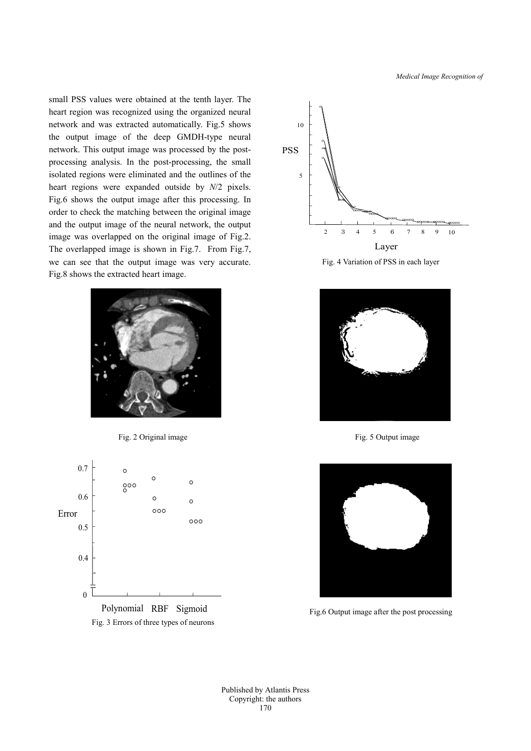small PSS values were obtained at the tenth layer. The heart region was recognized using the organized neural network and was extracted automatically. Fig.5 shows the output image of the deep GMDH-type neural network. This output image was processed by the post-processing analysis. In the post-processing, the small isolated regions were eliminated and the outlines of the heart regions were expanded outside by $N/2$ pixels. Fig.6 shows the output image after this processing. In order to check the matching between the original image and the output image of the neural network, the output image was overlapped on the original image of Fig.2. The overlapped image is shown in Fig.7. From Fig.7, we can see that the output image was very accurate. Fig.8 shows the extracted heart image.

Fig. 4 Variation of PSS in each layer

Fig. 2 Original image

Fig. 5 Output image

Fig. 3 Errors of three types of neurons

Fig.6 Output image after the post processing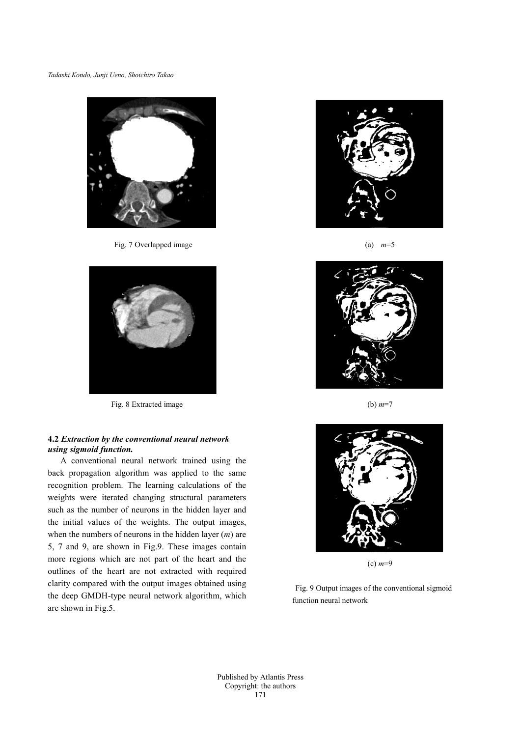Fig. 7 Overlapped image

Fig. 8 Extracted image

### 4.2 *Extraction by the conventional neural network using sigmoid function.*

A conventional neural network trained using the back propagation algorithm was applied to the same recognition problem. The learning calculations of the weights were iterated changing structural parameters such as the number of neurons in the hidden layer and the initial values of the weights. The output images, when the numbers of neurons in the hidden layer ($m$) are 5, 7 and 9, are shown in Fig.9. These images contain more regions which are not part of the heart and the outlines of the heart are not extracted with required clarity compared with the output images obtained using the deep GMDH-type neural network algorithm, which are shown in Fig.5.

(a) $m$=5

(b) $m$=7

(c) $m$=9

Fig. 9 Output images of the conventional sigmoid function neural network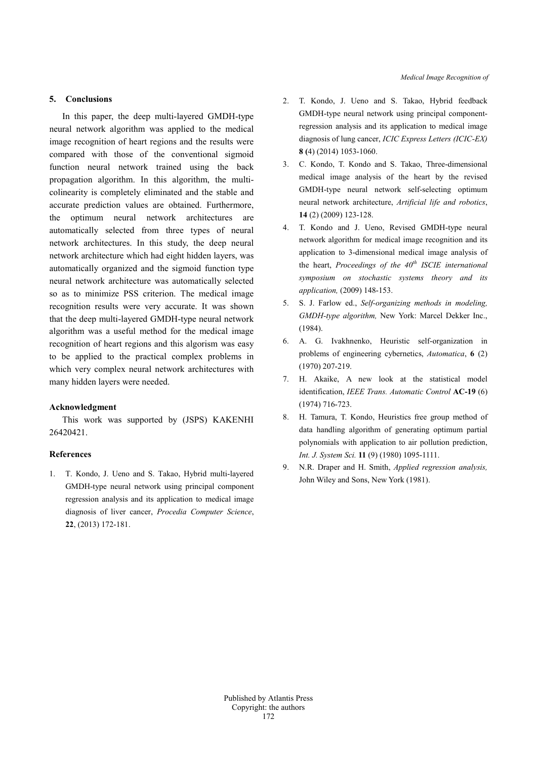## 5. Conclusions

In this paper, the deep multi-layered GMDH-type neural network algorithm was applied to the medical image recognition of heart regions and the results were compared with those of the conventional sigmoid function neural network trained using the back propagation algorithm. In this algorithm, the multi-colinearity is completely eliminated and the stable and accurate prediction values are obtained. Furthermore, the optimum neural network architectures are automatically selected from three types of neural network architectures. In this study, the deep neural network architecture which had eight hidden layers, was automatically organized and the sigmoid function type neural network architecture was automatically selected so as to minimize PSS criterion. The medical image recognition results were very accurate. It was shown that the deep multi-layered GMDH-type neural network algorithm was a useful method for the medical image recognition of heart regions and this algorism was easy to be applied to the practical complex problems in which very complex neural network architectures with many hidden layers were needed.

### Acknowledgment

This work was supported by (JSPS) KAKENHI 26420421.

### References

1. T. Kondo, J. Ueno and S. Takao, Hybrid multi-layered GMDH-type neural network using principal component regression analysis and its application to medical image diagnosis of liver cancer, *Procedia Computer Science*, **22**, (2013) 172-181.
2. T. Kondo, J. Ueno and S. Takao, Hybrid feedback GMDH-type neural network using principal component-regression analysis and its application to medical image diagnosis of lung cancer, *ICIC Express Letters (ICIC-EX)* **8 (**4) (2014) 1053-1060.
3. C. Kondo, T. Kondo and S. Takao, Three-dimensional medical image analysis of the heart by the revised GMDH-type neural network self-selecting optimum neural network architecture, *Artificial life and robotics*, **14** (2) (2009) 123-128.
4. T. Kondo and J. Ueno, Revised GMDH-type neural network algorithm for medical image recognition and its application to 3-dimensional medical image analysis of the heart, *Proceedings of the 40th ISCIE international symposium on stochastic systems theory and its application,* (2009) 148-153.
5. S. J. Farlow ed., *Self-organizing methods in modeling, GMDH-type algorithm,* New York: Marcel Dekker Inc., (1984).
6. A. G. Ivakhnenko, Heuristic self-organization in problems of engineering cybernetics, *Automatica*, **6** (2) (1970) 207-219.
7. H. Akaike, A new look at the statistical model identification, *IEEE Trans. Automatic Control* **AC-19** (6) (1974) 716-723.
8. H. Tamura, T. Kondo, Heuristics free group method of data handling algorithm of generating optimum partial polynomials with application to air pollution prediction, *Int. J. System Sci.* **11** (9) (1980) 1095-1111.
9. N.R. Draper and H. Smith, *Applied regression analysis,* John Wiley and Sons, New York (1981).